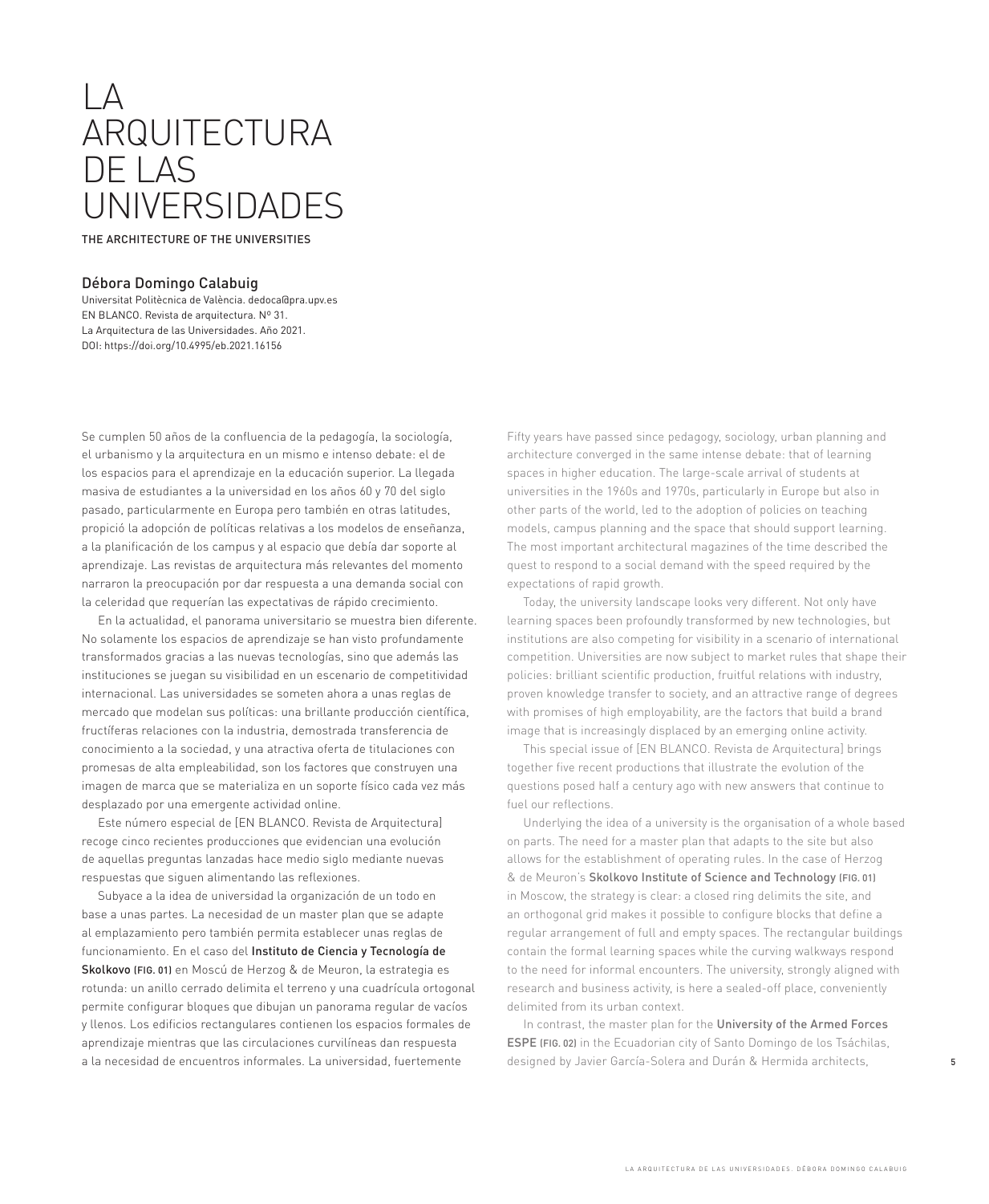# LA ARQUITECTURA DE LAS UNIVERSIDADES

THE ARCHITECTURE OF THE UNIVERSITIES

**Débora Domingo Calabuig**

Universitat Politècnica de València. dedoca@pra.upv.es
EN BLANCO. Revista de arquitectura. Nº 31.
La Arquitectura de las Universidades. Año 2021.
DOI: https://doi.org/10.4995/eb.2021.16156

Se cumplen 50 años de la confluencia de la pedagogía, la sociología, el urbanismo y la arquitectura en un mismo e intenso debate: el de los espacios para el aprendizaje en la educación superior. La llegada masiva de estudiantes a la universidad en los años 60 y 70 del siglo pasado, particularmente en Europa pero también en otras latitudes, propició la adopción de políticas relativas a los modelos de enseñanza, a la planificación de los campus y al espacio que debía dar soporte al aprendizaje. Las revistas de arquitectura más relevantes del momento narraron la preocupación por dar respuesta a una demanda social con la celeridad que requerían las expectativas de rápido crecimiento.

En la actualidad, el panorama universitario se muestra bien diferente. No solamente los espacios de aprendizaje se han visto profundamente transformados gracias a las nuevas tecnologías, sino que además las instituciones se juegan su visibilidad en un escenario de competitividad internacional. Las universidades se someten ahora a unas reglas de mercado que modelan sus políticas: una brillante producción científica, fructíferas relaciones con la industria, demostrada transferencia de conocimiento a la sociedad, y una atractiva oferta de titulaciones con promesas de alta empleabilidad, son los factores que construyen una imagen de marca que se materializa en un soporte físico cada vez más desplazado por una emergente actividad online.

Este número especial de [EN BLANCO. Revista de Arquitectura] recoge cinco recientes producciones que evidencian una evolución de aquellas preguntas lanzadas hace medio siglo mediante nuevas respuestas que siguen alimentando las reflexiones.

Subyace a la idea de universidad la organización de un todo en base a unas partes. La necesidad de un master plan que se adapte al emplazamiento pero también permita establecer unas reglas de funcionamiento. En el caso del **Instituto de Ciencia y Tecnología de Skolkovo** (FIG. 01) en Moscú de Herzog & de Meuron, la estrategia es rotunda: un anillo cerrado delimita el terreno y una cuadrícula ortogonal permite configurar bloques que dibujan un panorama regular de vacíos y llenos. Los edificios rectangulares contienen los espacios formales de aprendizaje mientras que las circulaciones curvilíneas dan respuesta a la necesidad de encuentros informales. La universidad, fuertemente

Fifty years have passed since pedagogy, sociology, urban planning and architecture converged in the same intense debate: that of learning spaces in higher education. The large-scale arrival of students at universities in the 1960s and 1970s, particularly in Europe but also in other parts of the world, led to the adoption of policies on teaching models, campus planning and the space that should support learning. The most important architectural magazines of the time described the quest to respond to a social demand with the speed required by the expectations of rapid growth.

Today, the university landscape looks very different. Not only have learning spaces been profoundly transformed by new technologies, but institutions are also competing for visibility in a scenario of international competition. Universities are now subject to market rules that shape their policies: brilliant scientific production, fruitful relations with industry, proven knowledge transfer to society, and an attractive range of degrees with promises of high employability, are the factors that build a brand image that is increasingly displaced by an emerging online activity.

This special issue of [EN BLANCO. Revista de Arquitectura] brings together five recent productions that illustrate the evolution of the questions posed half a century ago with new answers that continue to fuel our reflections.

Underlying the idea of a university is the organisation of a whole based on parts. The need for a master plan that adapts to the site but also allows for the establishment of operating rules. In the case of Herzog & de Meuron's **Skolkovo Institute of Science and Technology** (FIG. 01) in Moscow, the strategy is clear: a closed ring delimits the site, and an orthogonal grid makes it possible to configure blocks that define a regular arrangement of full and empty spaces. The rectangular buildings contain the formal learning spaces while the curving walkways respond to the need for informal encounters. The university, strongly aligned with research and business activity, is here a sealed-off place, conveniently delimited from its urban context.

In contrast, the master plan for the **University of the Armed Forces ESPE** (FIG. 02) in the Ecuadorian city of Santo Domingo de los Tsáchilas, designed by Javier García-Solera and Durán & Hermida architects,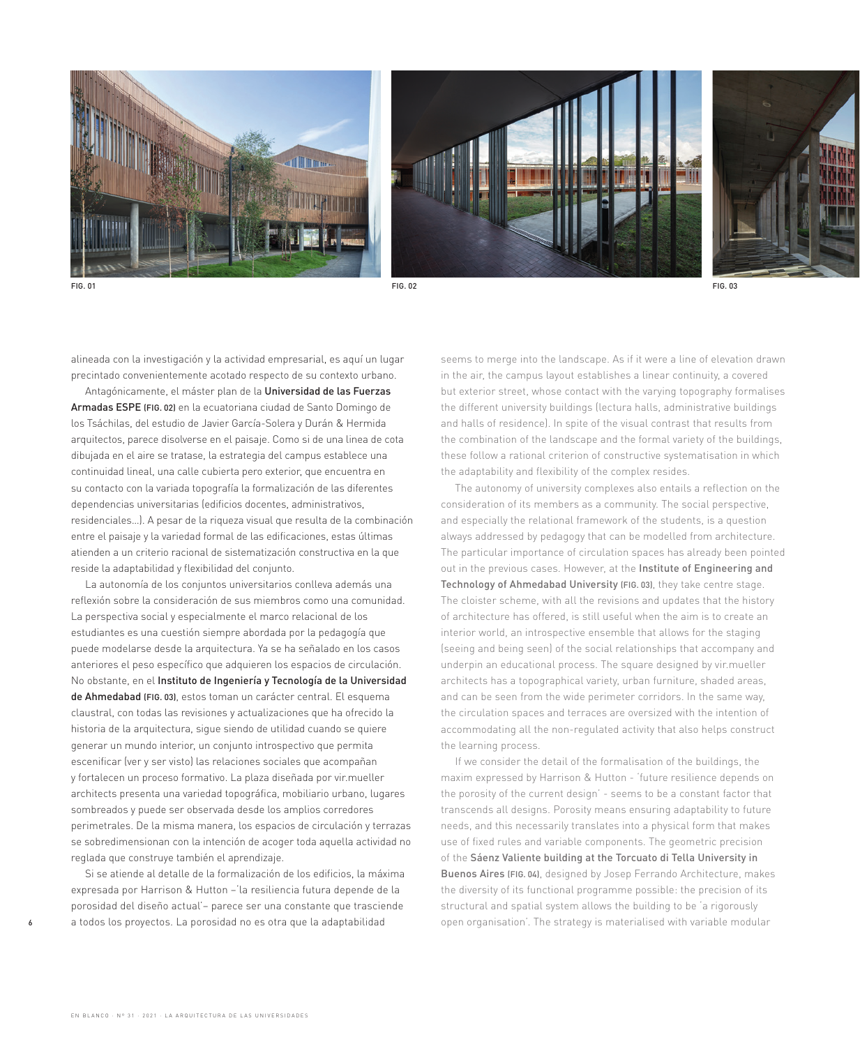FIG. 01

FIG. 02

FIG. 03

alineada con la investigación y la actividad empresarial, es aquí un lugar precintado convenientemente acotado respecto de su contexto urbano.

Antagónicamente, el máster plan de la **Universidad de las Fuerzas Armadas ESPE** (FIG. 02) en la ecuatoriana ciudad de Santo Domingo de los Tsáchilas, del estudio de Javier García-Solera y Durán & Hermida arquitectos, parece disolverse en el paisaje. Como si de una línea de cota dibujada en el aire se tratase, la estrategia del campus establece una continuidad lineal, una calle cubierta pero exterior, que encuentra en su contacto con la variada topografía la formalización de las diferentes dependencias universitarias (edificios docentes, administrativos, residenciales...). A pesar de la riqueza visual que resulta de la combinación entre el paisaje y la variedad formal de las edificaciones, estas últimas atienden a un criterio racional de sistematización constructiva en la que reside la adaptabilidad y flexibilidad del conjunto.

La autonomía de los conjuntos universitarios conlleva además una reflexión sobre la consideración de sus miembros como una comunidad. La perspectiva social y especialmente el marco relacional de los estudiantes es una cuestión siempre abordada por la pedagogía que puede modelarse desde la arquitectura. Ya se ha señalado en los casos anteriores el peso específico que adquieren los espacios de circulación. No obstante, en el **Instituto de Ingeniería y Tecnología de la Universidad de Ahmedabad** (FIG. 03), estos toman un carácter central. El esquema claustral, con todas las revisiones y actualizaciones que ha ofrecido la historia de la arquitectura, sigue siendo de utilidad cuando se quiere generar un mundo interior, un conjunto introspectivo que permita escenificar (ver y ser visto) las relaciones sociales que acompañan y fortalecen un proceso formativo. La plaza diseñada por vir.mueller architects presenta una variedad topográfica, mobiliario urbano, lugares sombreados y puede ser observada desde los amplios corredores perimetrales. De la misma manera, los espacios de circulación y terrazas se sobredimensionan con la intención de acoger toda aquella actividad no reglada que construye también el aprendizaje.

Si se atiende al detalle de la formalización de los edificios, la máxima expresada por Harrison & Hutton –'la resiliencia futura depende de la porosidad del diseño actual'– parece ser una constante que trasciende a todos los proyectos. La porosidad no es otra que la adaptabilidad

seems to merge into the landscape. As if it were a line of elevation drawn in the air, the campus layout establishes a linear continuity, a covered but exterior street, whose contact with the varying topography formalises the different university buildings (lectura halls, administrative buildings and halls of residence). In spite of the visual contrast that results from the combination of the landscape and the formal variety of the buildings, these follow a rational criterion of constructive systematisation in which the adaptability and flexibility of the complex resides.

The autonomy of university complexes also entails a reflection on the consideration of its members as a community. The social perspective, and especially the relational framework of the students, is a question always addressed by pedagogy that can be modelled from architecture. The particular importance of circulation spaces has already been pointed out in the previous cases. However, at the **Institute of Engineering and Technology of Ahmedabad University** (FIG. 03), they take centre stage. The cloister scheme, with all the revisions and updates that the history of architecture has offered, is still useful when the aim is to create an interior world, an introspective ensemble that allows for the staging (seeing and being seen) of the social relationships that accompany and underpin an educational process. The square designed by vir.mueller architects has a topographical variety, urban furniture, shaded areas, and can be seen from the wide perimeter corridors. In the same way, the circulation spaces and terraces are oversized with the intention of accommodating all the non-regulated activity that also helps construct the learning process.

If we consider the detail of the formalisation of the buildings, the maxim expressed by Harrison & Hutton - 'future resilience depends on the porosity of the current design' - seems to be a constant factor that transcends all designs. Porosity means ensuring adaptability to future needs, and this necessarily translates into a physical form that makes use of fixed rules and variable components. The geometric precision of the **Sáenz Valiente building at the Torcuato di Tella University in Buenos Aires** (FIG. 04), designed by Josep Ferrando Architecture, makes the diversity of its functional programme possible: the precision of its structural and spatial system allows the building to be 'a rigorously open organisation'. The strategy is materialised with variable modular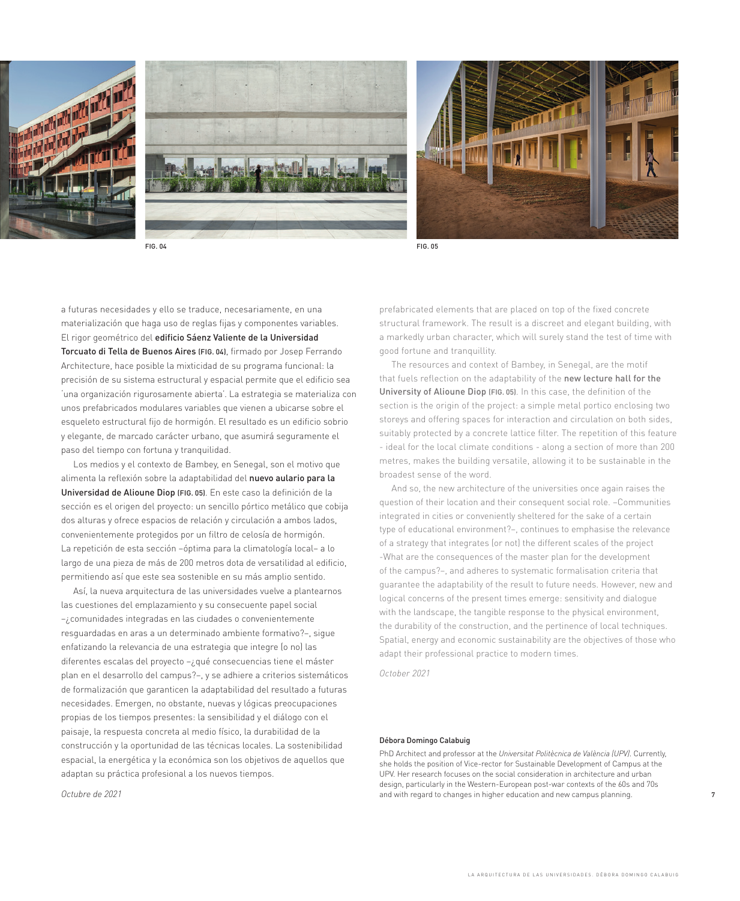FIG. 04

FIG. 05

a futuras necesidades y ello se traduce, necesariamente, en una materialización que haga uso de reglas fijas y componentes variables. El rigor geométrico del **edificio Sáenz Valiente de la Universidad Torcuato di Tella de Buenos Aires** (FIG. 04), firmado por Josep Ferrando Architecture, hace posible la mixticidad de su programa funcional: la precisión de su sistema estructural y espacial permite que el edificio sea 'una organización rigurosamente abierta'. La estrategia se materializa con unos prefabricados modulares variables que vienen a ubicarse sobre el esqueleto estructural fijo de hormigón. El resultado es un edificio sobrio y elegante, de marcado carácter urbano, que asumirá seguramente el paso del tiempo con fortuna y tranquilidad.

Los medios y el contexto de Bambey, en Senegal, son el motivo que alimenta la reflexión sobre la adaptabilidad del **nuevo aulario para la Universidad de Alioune Diop** (FIG. 05). En este caso la definición de la sección es el origen del proyecto: un sencillo pórtico metálico que cobija dos alturas y ofrece espacios de relación y circulación a ambos lados, convenientemente protegidos por un filtro de celosía de hormigón. La repetición de esta sección –óptima para la climatología local– a lo largo de una pieza de más de 200 metros dota de versatilidad al edificio, permitiendo así que este sea sostenible en su más amplio sentido.

Así, la nueva arquitectura de las universidades vuelve a plantearnos las cuestiones del emplazamiento y su consecuente papel social –¿comunidades integradas en las ciudades o convenientemente resguardadas en aras a un determinado ambiente formativo?–, sigue enfatizando la relevancia de una estrategia que integre (o no) las diferentes escalas del proyecto –¿qué consecuencias tiene el máster plan en el desarrollo del campus?–, y se adhiere a criterios sistemáticos de formalización que garanticen la adaptabilidad del resultado a futuras necesidades. Emergen, no obstante, nuevas y lógicas preocupaciones propias de los tiempos presentes: la sensibilidad y el diálogo con el paisaje, la respuesta concreta al medio físico, la durabilidad de la construcción y la oportunidad de las técnicas locales. La sostenibilidad espacial, la energética y la económica son los objetivos de aquellos que adaptan su práctica profesional a los nuevos tiempos.

*Octubre de 2021*

prefabricated elements that are placed on top of the fixed concrete structural framework. The result is a discreet and elegant building, with a markedly urban character, which will surely stand the test of time with good fortune and tranquillity.

The resources and context of Bambey, in Senegal, are the motif that fuels reflection on the adaptability of the **new lecture hall for the University of Alioune Diop** (FIG. 05). In this case, the definition of the section is the origin of the project: a simple metal portico enclosing two storeys and offering spaces for interaction and circulation on both sides, suitably protected by a concrete lattice filter. The repetition of this feature - ideal for the local climate conditions - along a section of more than 200 metres, makes the building versatile, allowing it to be sustainable in the broadest sense of the word.

And so, the new architecture of the universities once again raises the question of their location and their consequent social role. –Communities integrated in cities or conveniently sheltered for the sake of a certain type of educational environment?–, continues to emphasise the relevance of a strategy that integrates (or not) the different scales of the project -What are the consequences of the master plan for the development of the campus?–, and adheres to systematic formalisation criteria that guarantee the adaptability of the result to future needs. However, new and logical concerns of the present times emerge: sensitivity and dialogue with the landscape, the tangible response to the physical environment, the durability of the construction, and the pertinence of local techniques. Spatial, energy and economic sustainability are the objectives of those who adapt their professional practice to modern times.

*October 2021*

**Débora Domingo Calabuig**

PhD Architect and professor at the *Universitat Politècnica de València (UPV)*. Currently, she holds the position of Vice-rector for Sustainable Development of Campus at the UPV. Her research focuses on the social consideration in architecture and urban design, particularly in the Western-European post-war contexts of the 60s and 70s and with regard to changes in higher education and new campus planning.